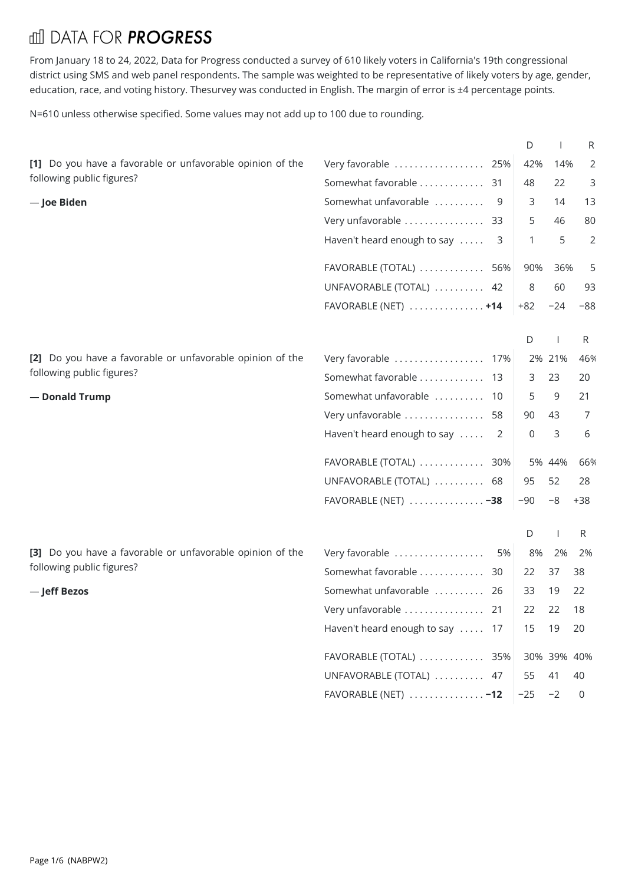# DATA FOR *PROGRESS*

From January 18 to 24, 2022, Data for Progress conducted a survey of 610 likely voters in California's 19th congressional district using SMS and web panel respondents. The sample was weighted to be representative of likely voters by age, gender, education, race, and voting history. Thesurvey was conducted in English. The margin of error is ±4 percentage points.

N=610 unless otherwise specified. Some values may not add up to 100 due to rounding.

**[1]** Do you have a favorable or unfavorable opinion of the following public figures?

— **Joe Biden**

| | Total | D | I | R |
|---|---|---|---|---|
| Very favorable | 25% | 42% | 14% | 2 |
| Somewhat favorable | 31 | 48 | 22 | 3 |
| Somewhat unfavorable | 9 | 3 | 14 | 13 |
| Very unfavorable | 33 | 5 | 46 | 80 |
| Haven't heard enough to say | 3 | 1 | 5 | 2 |
| FAVORABLE (TOTAL) | 56% | 90% | 36% | 5 |
| UNFAVORABLE (TOTAL) | 42 | 8 | 60 | 93 |
| FAVORABLE (NET) | **+14** | +82 | −24 | −88 |

**[2]** Do you have a favorable or unfavorable opinion of the following public figures?

— **Donald Trump**

| | Total | D | I | R |
|---|---|---|---|---|
| Very favorable | 17% | 2% | 21% | 46% |
| Somewhat favorable | 13 | 3 | 23 | 20 |
| Somewhat unfavorable | 10 | 5 | 9 | 21 |
| Very unfavorable | 58 | 90 | 43 | 7 |
| Haven't heard enough to say | 2 | 0 | 3 | 6 |
| FAVORABLE (TOTAL) | 30% | 5% | 44% | 66% |
| UNFAVORABLE (TOTAL) | 68 | 95 | 52 | 28 |
| FAVORABLE (NET) | **−38** | −90 | −8 | +38 |

**[3]** Do you have a favorable or unfavorable opinion of the following public figures?

— **Jeff Bezos**

| | Total | D | I | R |
|---|---|---|---|---|
| Very favorable | 5% | 8% | 2% | 2% |
| Somewhat favorable | 30 | 22 | 37 | 38 |
| Somewhat unfavorable | 26 | 33 | 19 | 22 |
| Very unfavorable | 21 | 22 | 22 | 18 |
| Haven't heard enough to say | 17 | 15 | 19 | 20 |
| FAVORABLE (TOTAL) | 35% | 30% | 39% | 40% |
| UNFAVORABLE (TOTAL) | 47 | 55 | 41 | 40 |
| FAVORABLE (NET) | **−12** | −25 | −2 | 0 |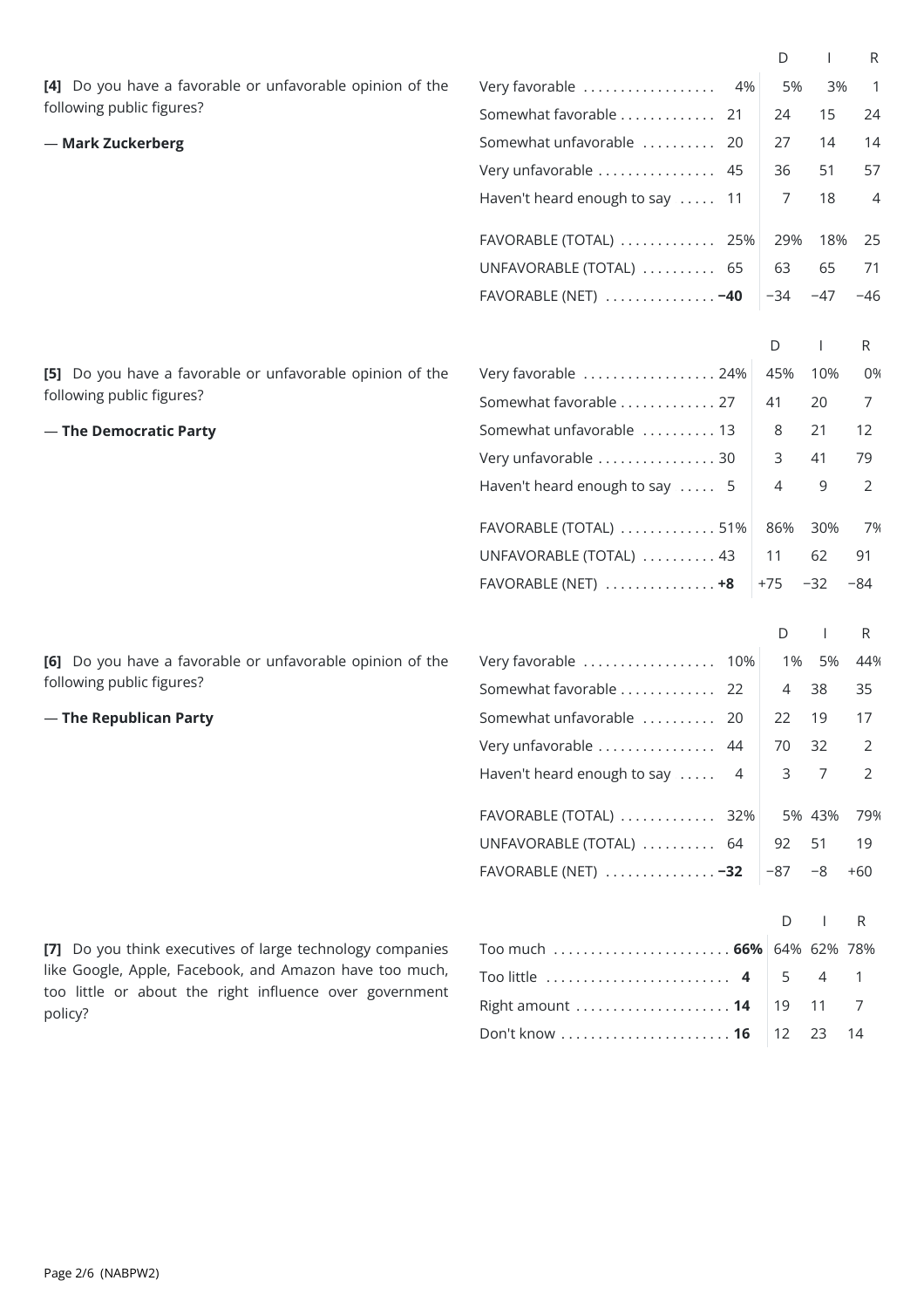**[4]** Do you have a favorable or unfavorable opinion of the following public figures?

— **Mark Zuckerberg**

| | Total | D | I | R |
|---|---|---|---|---|
| Very favorable | 4% | 5% | 3% | 1 |
| Somewhat favorable | 21 | 24 | 15 | 24 |
| Somewhat unfavorable | 20 | 27 | 14 | 14 |
| Very unfavorable | 45 | 36 | 51 | 57 |
| Haven't heard enough to say | 11 | 7 | 18 | 4 |
| FAVORABLE (TOTAL) | 25% | 29% | 18% | 25 |
| UNFAVORABLE (TOTAL) | 65 | 63 | 65 | 71 |
| FAVORABLE (NET) | **−40** | −34 | −47 | −46 |

**[5]** Do you have a favorable or unfavorable opinion of the following public figures?

— **The Democratic Party**

| | Total | D | I | R |
|---|---|---|---|---|
| Very favorable | 24% | 45% | 10% | 0% |
| Somewhat favorable | 27 | 41 | 20 | 7 |
| Somewhat unfavorable | 13 | 8 | 21 | 12 |
| Very unfavorable | 30 | 3 | 41 | 79 |
| Haven't heard enough to say | 5 | 4 | 9 | 2 |
| FAVORABLE (TOTAL) | 51% | 86% | 30% | 7% |
| UNFAVORABLE (TOTAL) | 43 | 11 | 62 | 91 |
| FAVORABLE (NET) | **+8** | +75 | −32 | −84 |

**[6]** Do you have a favorable or unfavorable opinion of the following public figures?

— **The Republican Party**

| | Total | D | I | R |
|---|---|---|---|---|
| Very favorable | 10% | 1% | 5% | 44% |
| Somewhat favorable | 22 | 4 | 38 | 35 |
| Somewhat unfavorable | 20 | 22 | 19 | 17 |
| Very unfavorable | 44 | 70 | 32 | 2 |
| Haven't heard enough to say | 4 | 3 | 7 | 2 |
| FAVORABLE (TOTAL) | 32% | 5% | 43% | 79% |
| UNFAVORABLE (TOTAL) | 64 | 92 | 51 | 19 |
| FAVORABLE (NET) | **−32** | −87 | −8 | +60 |

**[7]** Do you think executives of large technology companies like Google, Apple, Facebook, and Amazon have too much, too little or about the right influence over government policy?

| | Total | D | I | R |
|---|---|---|---|---|
| Too much | **66%** | 64% | 62% | 78% |
| Too little | **4** | 5 | 4 | 1 |
| Right amount | **14** | 19 | 11 | 7 |
| Don't know | **16** | 12 | 23 | 14 |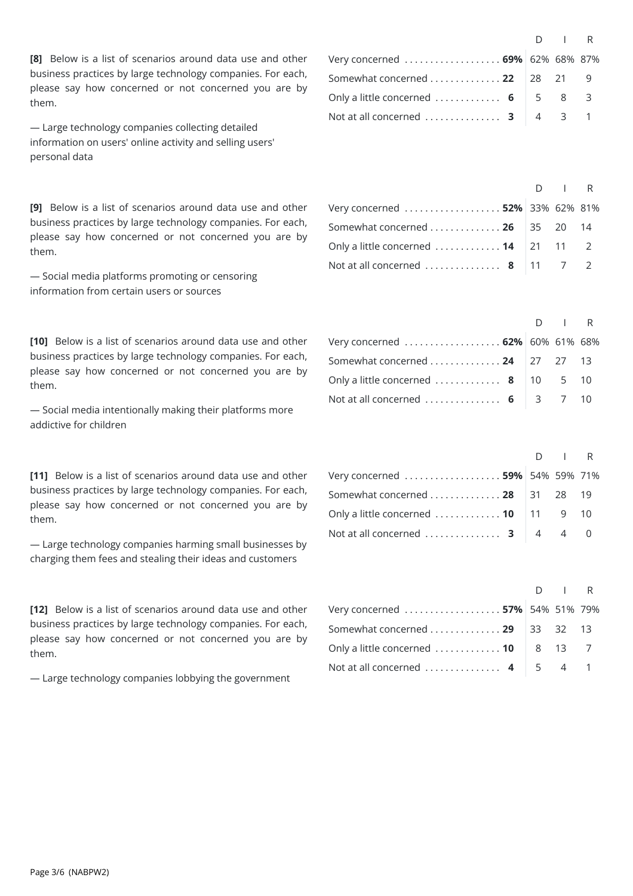**[8]** Below is a list of scenarios around data use and other business practices by large technology companies. For each, please say how concerned or not concerned you are by them.

— Large technology companies collecting detailed information on users' online activity and selling users' personal data

| | Total | D | I | R |
|---|---|---|---|---|
| Very concerned | **69%** | 62% | 68% | 87% |
| Somewhat concerned | **22** | 28 | 21 | 9 |
| Only a little concerned | **6** | 5 | 8 | 3 |
| Not at all concerned | **3** | 4 | 3 | 1 |

**[9]** Below is a list of scenarios around data use and other business practices by large technology companies. For each, please say how concerned or not concerned you are by them.

— Social media platforms promoting or censoring information from certain users or sources

| | Total | D | I | R |
|---|---|---|---|---|
| Very concerned | **52%** | 33% | 62% | 81% |
| Somewhat concerned | **26** | 35 | 20 | 14 |
| Only a little concerned | **14** | 21 | 11 | 2 |
| Not at all concerned | **8** | 11 | 7 | 2 |

**[10]** Below is a list of scenarios around data use and other business practices by large technology companies. For each, please say how concerned or not concerned you are by them.

— Social media intentionally making their platforms more addictive for children

| | Total | D | I | R |
|---|---|---|---|---|
| Very concerned | **62%** | 60% | 61% | 68% |
| Somewhat concerned | **24** | 27 | 27 | 13 |
| Only a little concerned | **8** | 10 | 5 | 10 |
| Not at all concerned | **6** | 3 | 7 | 10 |

**[11]** Below is a list of scenarios around data use and other business practices by large technology companies. For each, please say how concerned or not concerned you are by them.

— Large technology companies harming small businesses by charging them fees and stealing their ideas and customers

| | Total | D | I | R |
|---|---|---|---|---|
| Very concerned | **59%** | 54% | 59% | 71% |
| Somewhat concerned | **28** | 31 | 28 | 19 |
| Only a little concerned | **10** | 11 | 9 | 10 |
| Not at all concerned | **3** | 4 | 4 | 0 |

**[12]** Below is a list of scenarios around data use and other business practices by large technology companies. For each, please say how concerned or not concerned you are by them.

— Large technology companies lobbying the government

| | Total | D | I | R |
|---|---|---|---|---|
| Very concerned | **57%** | 54% | 51% | 79% |
| Somewhat concerned | **29** | 33 | 32 | 13 |
| Only a little concerned | **10** | 8 | 13 | 7 |
| Not at all concerned | **4** | 5 | 4 | 1 |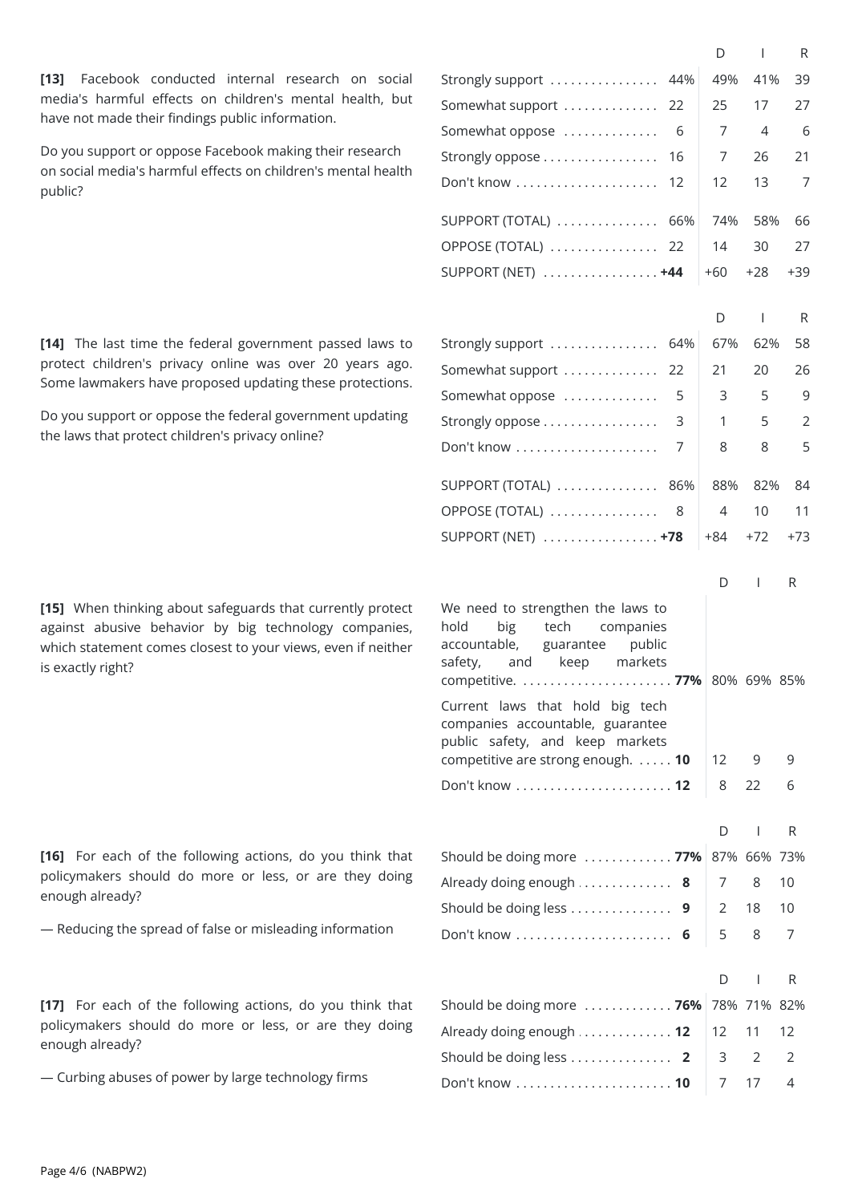**[13]** Facebook conducted internal research on social media's harmful effects on children's mental health, but have not made their findings public information.

Do you support or oppose Facebook making their research on social media's harmful effects on children's mental health public?

| | Total | D | I | R |
|---|---|---|---|---|
| Strongly support | 44% | 49% | 41% | 39 |
| Somewhat support | 22 | 25 | 17 | 27 |
| Somewhat oppose | 6 | 7 | 4 | 6 |
| Strongly oppose | 16 | 7 | 26 | 21 |
| Don't know | 12 | 12 | 13 | 7 |
| SUPPORT (TOTAL) | 66% | 74% | 58% | 66 |
| OPPOSE (TOTAL) | 22 | 14 | 30 | 27 |
| SUPPORT (NET) | **+44** | +60 | +28 | +39 |

**[14]** The last time the federal government passed laws to protect children's privacy online was over 20 years ago. Some lawmakers have proposed updating these protections.

Do you support or oppose the federal government updating the laws that protect children's privacy online?

| | Total | D | I | R |
|---|---|---|---|---|
| Strongly support | 64% | 67% | 62% | 58 |
| Somewhat support | 22 | 21 | 20 | 26 |
| Somewhat oppose | 5 | 3 | 5 | 9 |
| Strongly oppose | 3 | 1 | 5 | 2 |
| Don't know | 7 | 8 | 8 | 5 |
| SUPPORT (TOTAL) | 86% | 88% | 82% | 84 |
| OPPOSE (TOTAL) | 8 | 4 | 10 | 11 |
| SUPPORT (NET) | **+78** | +84 | +72 | +73 |

**[15]** When thinking about safeguards that currently protect against abusive behavior by big technology companies, which statement comes closest to your views, even if neither is exactly right?

| | Total | D | I | R |
|---|---|---|---|---|
| We need to strengthen the laws to hold big tech companies accountable, guarantee public safety, and keep markets competitive. | **77%** | 80% | 69% | 85% |
| Current laws that hold big tech companies accountable, guarantee public safety, and keep markets competitive are strong enough. | **10** | 12 | 9 | 9 |
| Don't know | **12** | 8 | 22 | 6 |

**[16]** For each of the following actions, do you think that policymakers should do more or less, or are they doing enough already?

— Reducing the spread of false or misleading information

| | Total | D | I | R |
|---|---|---|---|---|
| Should be doing more | **77%** | 87% | 66% | 73% |
| Already doing enough | **8** | 7 | 8 | 10 |
| Should be doing less | **9** | 2 | 18 | 10 |
| Don't know | **6** | 5 | 8 | 7 |

**[17]** For each of the following actions, do you think that policymakers should do more or less, or are they doing enough already?

— Curbing abuses of power by large technology firms

| | Total | D | I | R |
|---|---|---|---|---|
| Should be doing more | **76%** | 78% | 71% | 82% |
| Already doing enough | **12** | 12 | 11 | 12 |
| Should be doing less | **2** | 3 | 2 | 2 |
| Don't know | **10** | 7 | 17 | 4 |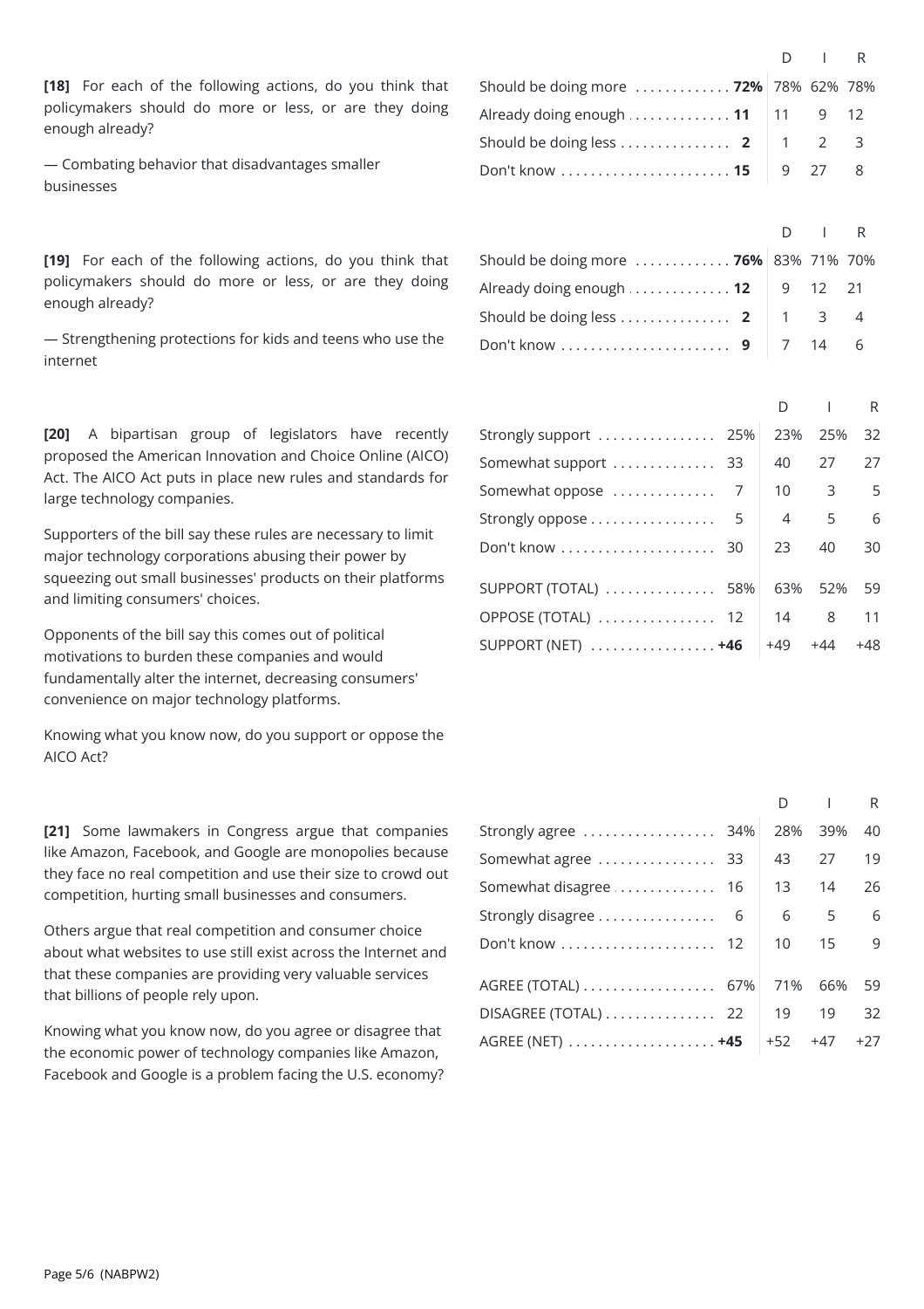**[18]** For each of the following actions, do you think that policymakers should do more or less, or are they doing enough already?

— Combating behavior that disadvantages smaller businesses

| | Total | D | I | R |
|---|---|---|---|---|
| Should be doing more | **72%** | 78% | 62% | 78% |
| Already doing enough | **11** | 11 | 9 | 12 |
| Should be doing less | **2** | 1 | 2 | 3 |
| Don't know | **15** | 9 | 27 | 8 |

**[19]** For each of the following actions, do you think that policymakers should do more or less, or are they doing enough already?

— Strengthening protections for kids and teens who use the internet

| | Total | D | I | R |
|---|---|---|---|---|
| Should be doing more | **76%** | 83% | 71% | 70% |
| Already doing enough | **12** | 9 | 12 | 21 |
| Should be doing less | **2** | 1 | 3 | 4 |
| Don't know | **9** | 7 | 14 | 6 |

**[20]** A bipartisan group of legislators have recently proposed the American Innovation and Choice Online (AICO) Act. The AICO Act puts in place new rules and standards for large technology companies.

Supporters of the bill say these rules are necessary to limit major technology corporations abusing their power by squeezing out small businesses' products on their platforms and limiting consumers' choices.

Opponents of the bill say this comes out of political motivations to burden these companies and would fundamentally alter the internet, decreasing consumers' convenience on major technology platforms.

Knowing what you know now, do you support or oppose the AICO Act?

| | Total | D | I | R |
|---|---|---|---|---|
| Strongly support | 25% | 23% | 25% | 32 |
| Somewhat support | 33 | 40 | 27 | 27 |
| Somewhat oppose | 7 | 10 | 3 | 5 |
| Strongly oppose | 5 | 4 | 5 | 6 |
| Don't know | 30 | 23 | 40 | 30 |
| SUPPORT (TOTAL) | 58% | 63% | 52% | 59 |
| OPPOSE (TOTAL) | 12 | 14 | 8 | 11 |
| SUPPORT (NET) | **+46** | +49 | +44 | +48 |

**[21]** Some lawmakers in Congress argue that companies like Amazon, Facebook, and Google are monopolies because they face no real competition and use their size to crowd out competition, hurting small businesses and consumers.

Others argue that real competition and consumer choice about what websites to use still exist across the Internet and that these companies are providing very valuable services that billions of people rely upon.

Knowing what you know now, do you agree or disagree that the economic power of technology companies like Amazon, Facebook and Google is a problem facing the U.S. economy?

| | Total | D | I | R |
|---|---|---|---|---|
| Strongly agree | 34% | 28% | 39% | 40 |
| Somewhat agree | 33 | 43 | 27 | 19 |
| Somewhat disagree | 16 | 13 | 14 | 26 |
| Strongly disagree | 6 | 6 | 5 | 6 |
| Don't know | 12 | 10 | 15 | 9 |
| AGREE (TOTAL) | 67% | 71% | 66% | 59 |
| DISAGREE (TOTAL) | 22 | 19 | 19 | 32 |
| AGREE (NET) | **+45** | +52 | +47 | +27 |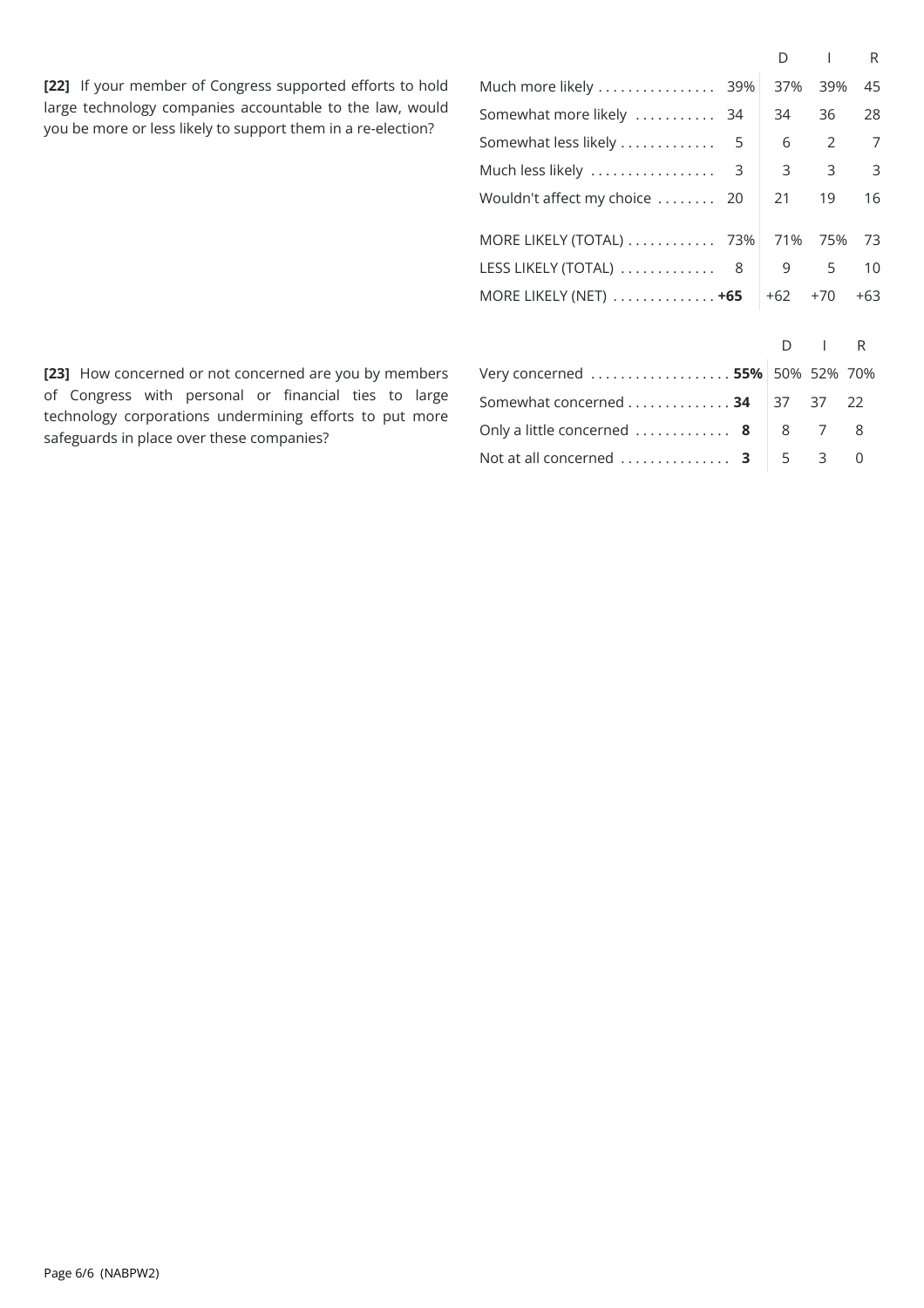**[22]** If your member of Congress supported efforts to hold large technology companies accountable to the law, would you be more or less likely to support them in a re-election?

| | | D | I | R |
|---|---|---|---|---|
| Much more likely | 39% | 37% | 39% | 45 |
| Somewhat more likely | 34 | 34 | 36 | 28 |
| Somewhat less likely | 5 | 6 | 2 | 7 |
| Much less likely | 3 | 3 | 3 | 3 |
| Wouldn't affect my choice | 20 | 21 | 19 | 16 |
| MORE LIKELY (TOTAL) | 73% | 71% | 75% | 73 |
| LESS LIKELY (TOTAL) | 8 | 9 | 5 | 10 |
| MORE LIKELY (NET) | **+65** | +62 | +70 | +63 |

**[23]** How concerned or not concerned are you by members of Congress with personal or financial ties to large technology corporations undermining efforts to put more safeguards in place over these companies?

| | | D | I | R |
|---|---|---|---|---|
| Very concerned | **55%** | 50% | 52% | 70% |
| Somewhat concerned | **34** | 37 | 37 | 22 |
| Only a little concerned | **8** | 8 | 7 | 8 |
| Not at all concerned | **3** | 5 | 3 | 0 |